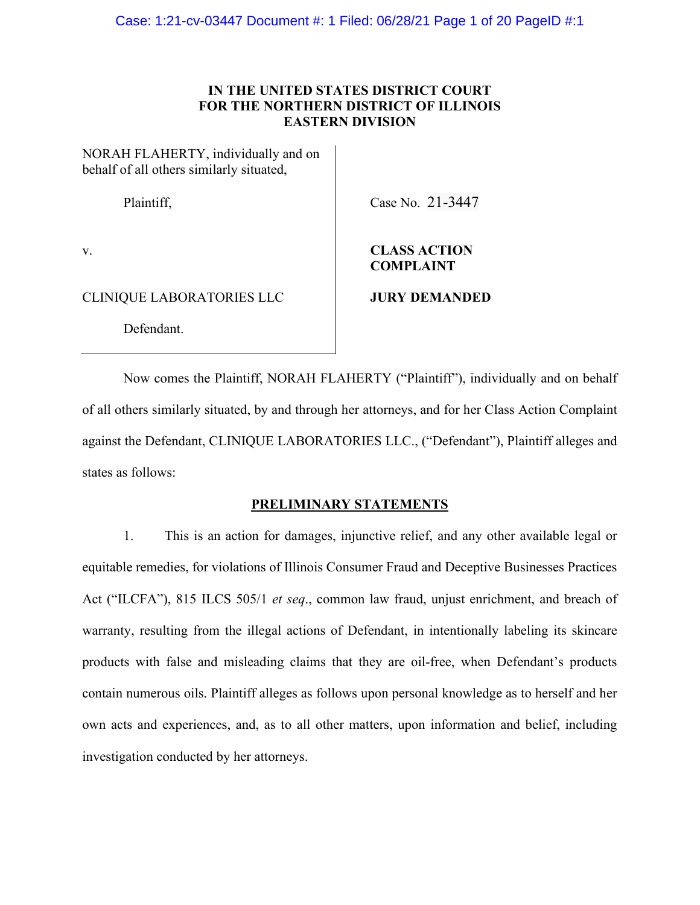**IN THE UNITED STATES DISTRICT COURT FOR THE NORTHERN DISTRICT OF ILLINOIS EASTERN DIVISION**

| | |
|---|---|
| NORAH FLAHERTY, individually and on behalf of all others similarly situated, | |
| Plaintiff, | Case No. 21-3447 |
| v. | **CLASS ACTION COMPLAINT** |
| CLINIQUE LABORATORIES LLC | **JURY DEMANDED** |
| Defendant. | |

Now comes the Plaintiff, NORAH FLAHERTY ("Plaintiff"), individually and on behalf of all others similarly situated, by and through her attorneys, and for her Class Action Complaint against the Defendant, CLINIQUE LABORATORIES LLC., ("Defendant"), Plaintiff alleges and states as follows:

## PRELIMINARY STATEMENTS

1. This is an action for damages, injunctive relief, and any other available legal or equitable remedies, for violations of Illinois Consumer Fraud and Deceptive Businesses Practices Act ("ILCFA"), 815 ILCS 505/1 *et seq*., common law fraud, unjust enrichment, and breach of warranty, resulting from the illegal actions of Defendant, in intentionally labeling its skincare products with false and misleading claims that they are oil-free, when Defendant's products contain numerous oils. Plaintiff alleges as follows upon personal knowledge as to herself and her own acts and experiences, and, as to all other matters, upon information and belief, including investigation conducted by her attorneys.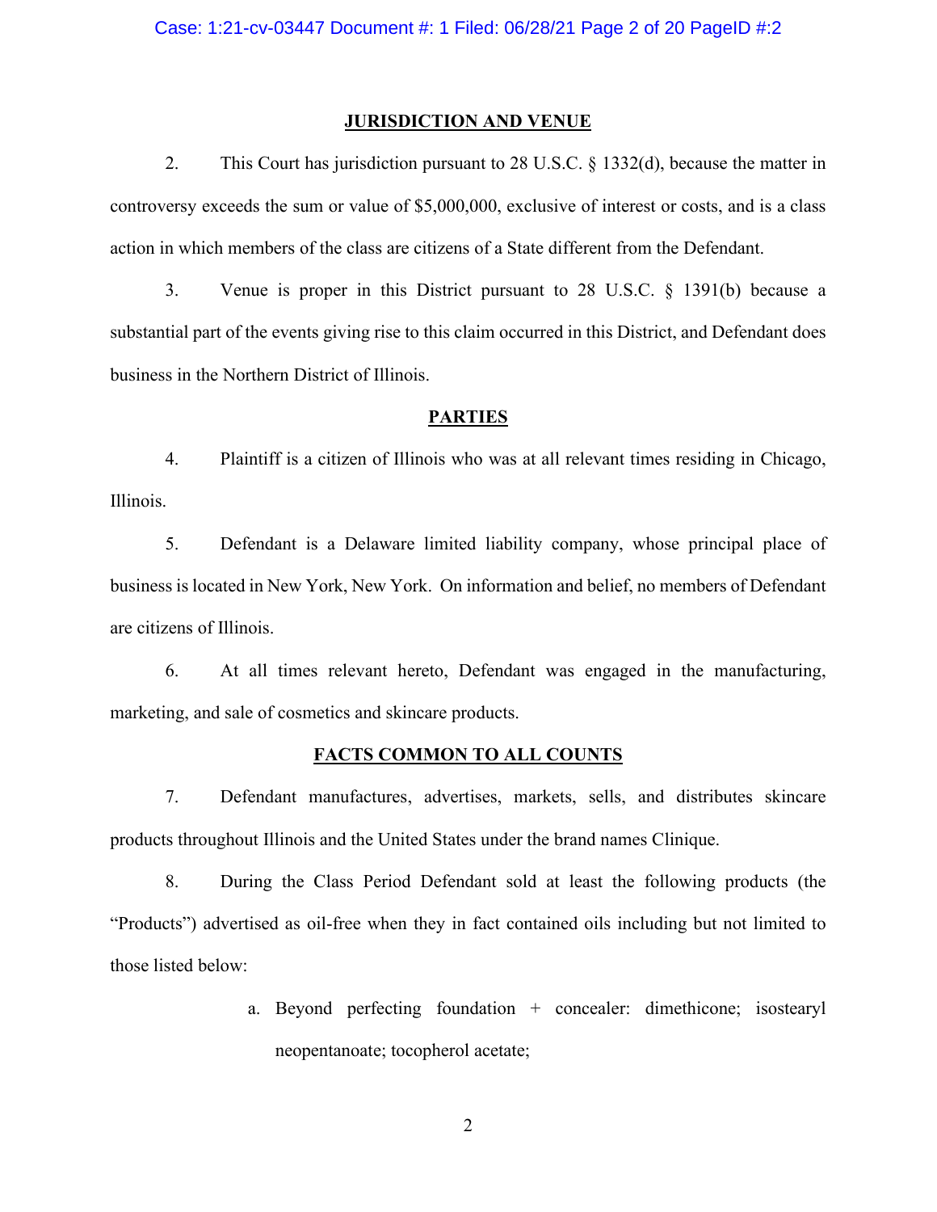## JURISDICTION AND VENUE

2. This Court has jurisdiction pursuant to 28 U.S.C. § 1332(d), because the matter in controversy exceeds the sum or value of $5,000,000, exclusive of interest or costs, and is a class action in which members of the class are citizens of a State different from the Defendant.

3. Venue is proper in this District pursuant to 28 U.S.C. § 1391(b) because a substantial part of the events giving rise to this claim occurred in this District, and Defendant does business in the Northern District of Illinois.

## PARTIES

4. Plaintiff is a citizen of Illinois who was at all relevant times residing in Chicago, Illinois.

5. Defendant is a Delaware limited liability company, whose principal place of business is located in New York, New York. On information and belief, no members of Defendant are citizens of Illinois.

6. At all times relevant hereto, Defendant was engaged in the manufacturing, marketing, and sale of cosmetics and skincare products.

## FACTS COMMON TO ALL COUNTS

7. Defendant manufactures, advertises, markets, sells, and distributes skincare products throughout Illinois and the United States under the brand names Clinique.

8. During the Class Period Defendant sold at least the following products (the "Products") advertised as oil-free when they in fact contained oils including but not limited to those listed below:

a. Beyond perfecting foundation + concealer: dimethicone; isostearyl neopentanoate; tocopherol acetate;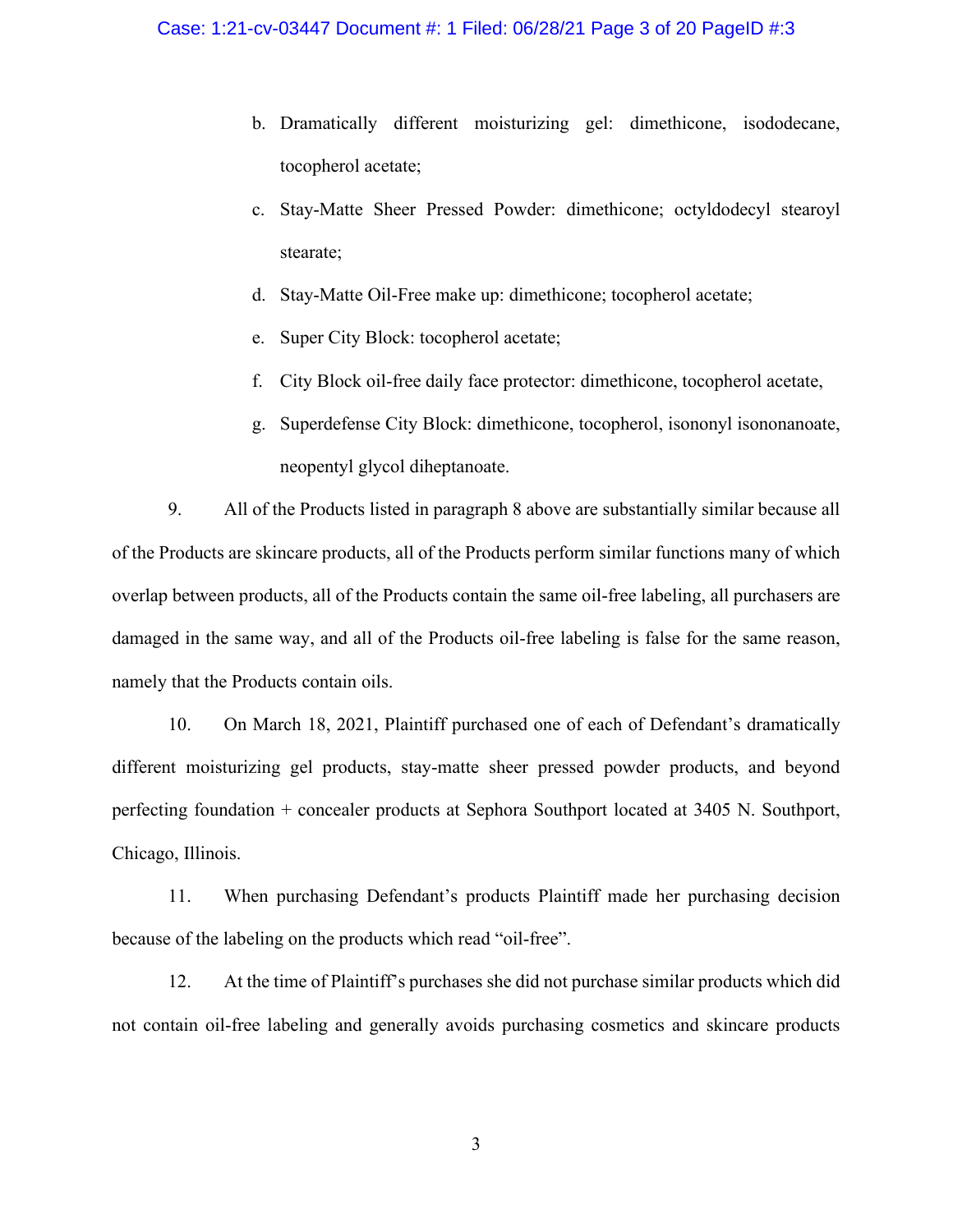b. Dramatically different moisturizing gel: dimethicone, isododecane, tocopherol acetate;

c. Stay-Matte Sheer Pressed Powder: dimethicone; octyldodecyl stearoyl stearate;

d. Stay-Matte Oil-Free make up: dimethicone; tocopherol acetate;

e. Super City Block: tocopherol acetate;

f. City Block oil-free daily face protector: dimethicone, tocopherol acetate,

g. Superdefense City Block: dimethicone, tocopherol, isononyl isononanoate, neopentyl glycol diheptanoate.

9. All of the Products listed in paragraph 8 above are substantially similar because all of the Products are skincare products, all of the Products perform similar functions many of which overlap between products, all of the Products contain the same oil-free labeling, all purchasers are damaged in the same way, and all of the Products oil-free labeling is false for the same reason, namely that the Products contain oils.

10. On March 18, 2021, Plaintiff purchased one of each of Defendant's dramatically different moisturizing gel products, stay-matte sheer pressed powder products, and beyond perfecting foundation + concealer products at Sephora Southport located at 3405 N. Southport, Chicago, Illinois.

11. When purchasing Defendant's products Plaintiff made her purchasing decision because of the labeling on the products which read "oil-free".

12. At the time of Plaintiff's purchases she did not purchase similar products which did not contain oil-free labeling and generally avoids purchasing cosmetics and skincare products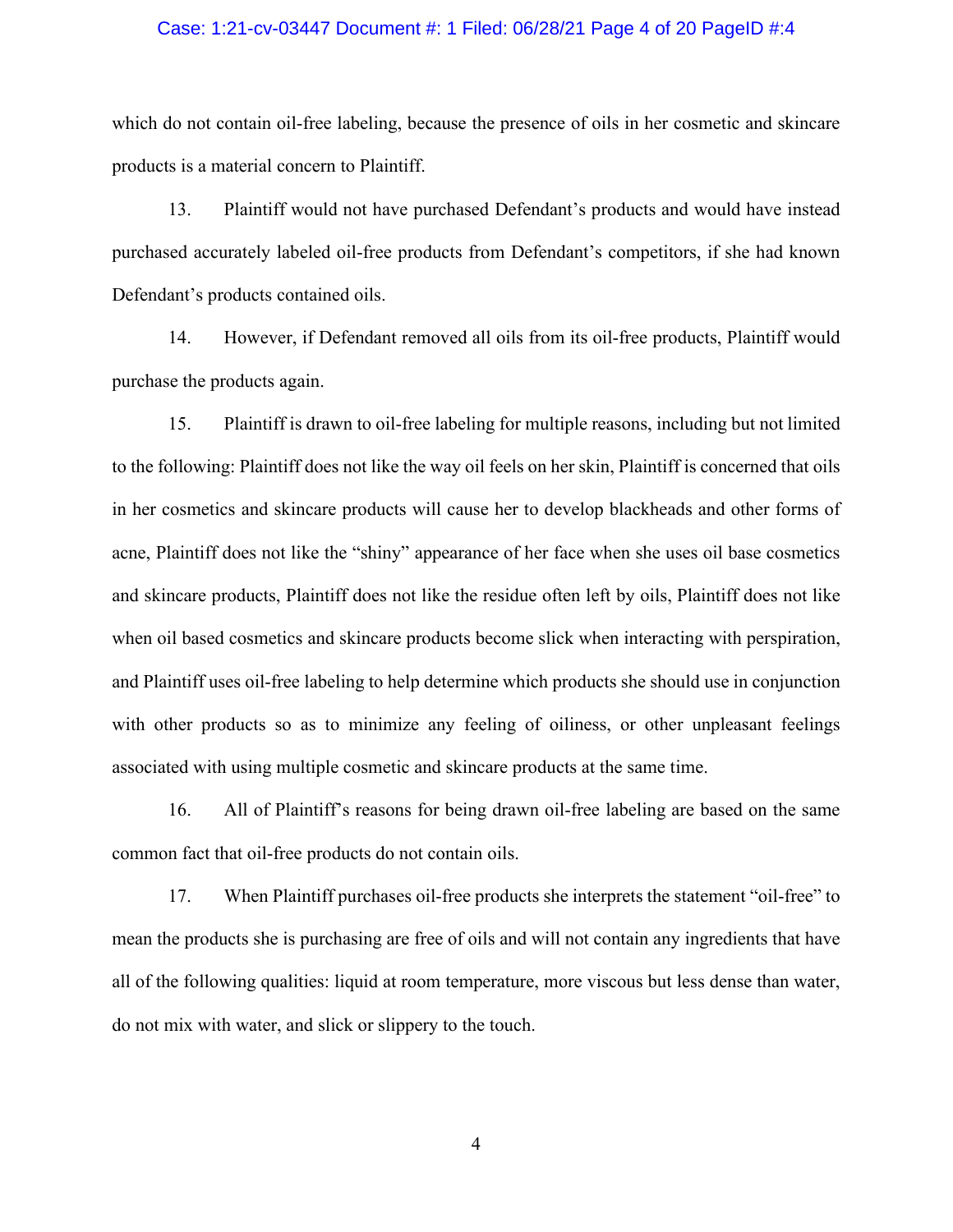which do not contain oil-free labeling, because the presence of oils in her cosmetic and skincare products is a material concern to Plaintiff.

13. Plaintiff would not have purchased Defendant's products and would have instead purchased accurately labeled oil-free products from Defendant's competitors, if she had known Defendant's products contained oils.

14. However, if Defendant removed all oils from its oil-free products, Plaintiff would purchase the products again.

15. Plaintiff is drawn to oil-free labeling for multiple reasons, including but not limited to the following: Plaintiff does not like the way oil feels on her skin, Plaintiff is concerned that oils in her cosmetics and skincare products will cause her to develop blackheads and other forms of acne, Plaintiff does not like the "shiny" appearance of her face when she uses oil base cosmetics and skincare products, Plaintiff does not like the residue often left by oils, Plaintiff does not like when oil based cosmetics and skincare products become slick when interacting with perspiration, and Plaintiff uses oil-free labeling to help determine which products she should use in conjunction with other products so as to minimize any feeling of oiliness, or other unpleasant feelings associated with using multiple cosmetic and skincare products at the same time.

16. All of Plaintiff's reasons for being drawn oil-free labeling are based on the same common fact that oil-free products do not contain oils.

17. When Plaintiff purchases oil-free products she interprets the statement "oil-free" to mean the products she is purchasing are free of oils and will not contain any ingredients that have all of the following qualities: liquid at room temperature, more viscous but less dense than water, do not mix with water, and slick or slippery to the touch.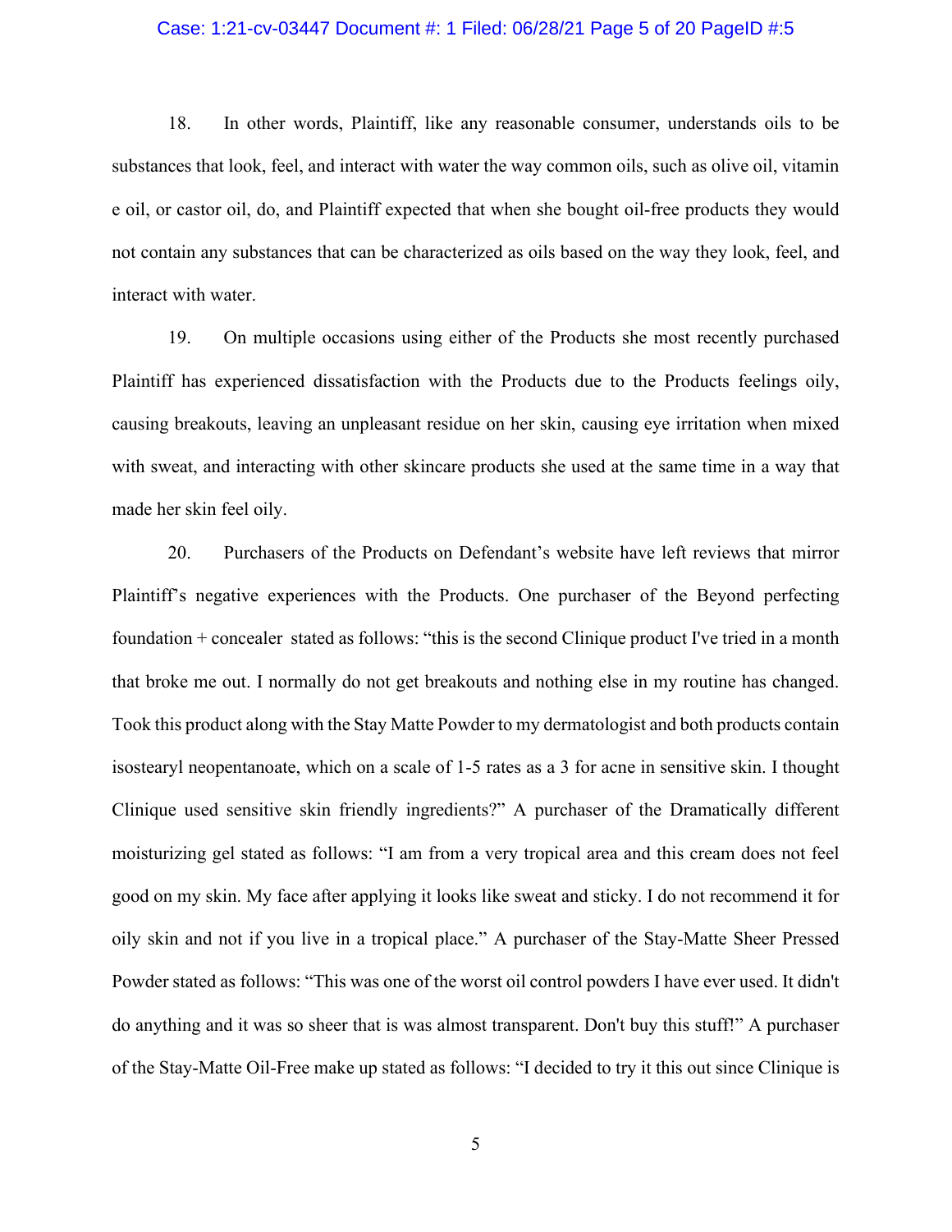18. In other words, Plaintiff, like any reasonable consumer, understands oils to be substances that look, feel, and interact with water the way common oils, such as olive oil, vitamin e oil, or castor oil, do, and Plaintiff expected that when she bought oil-free products they would not contain any substances that can be characterized as oils based on the way they look, feel, and interact with water.

19. On multiple occasions using either of the Products she most recently purchased Plaintiff has experienced dissatisfaction with the Products due to the Products feelings oily, causing breakouts, leaving an unpleasant residue on her skin, causing eye irritation when mixed with sweat, and interacting with other skincare products she used at the same time in a way that made her skin feel oily.

20. Purchasers of the Products on Defendant's website have left reviews that mirror Plaintiff's negative experiences with the Products. One purchaser of the Beyond perfecting foundation + concealer stated as follows: "this is the second Clinique product I've tried in a month that broke me out. I normally do not get breakouts and nothing else in my routine has changed. Took this product along with the Stay Matte Powder to my dermatologist and both products contain isostearyl neopentanoate, which on a scale of 1-5 rates as a 3 for acne in sensitive skin. I thought Clinique used sensitive skin friendly ingredients?" A purchaser of the Dramatically different moisturizing gel stated as follows: "I am from a very tropical area and this cream does not feel good on my skin. My face after applying it looks like sweat and sticky. I do not recommend it for oily skin and not if you live in a tropical place." A purchaser of the Stay-Matte Sheer Pressed Powder stated as follows: "This was one of the worst oil control powders I have ever used. It didn't do anything and it was so sheer that is was almost transparent. Don't buy this stuff!" A purchaser of the Stay-Matte Oil-Free make up stated as follows: "I decided to try it this out since Clinique is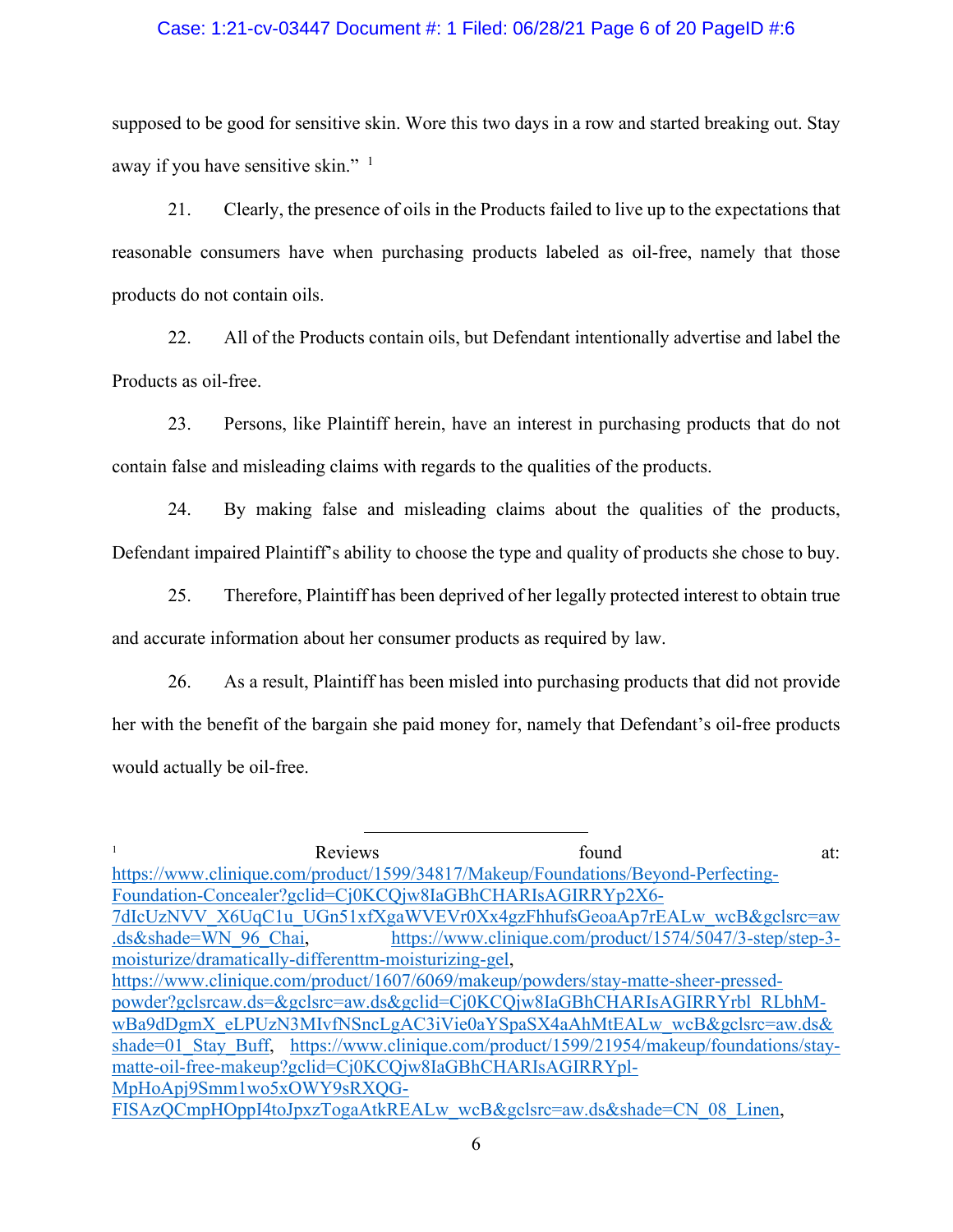supposed to be good for sensitive skin. Wore this two days in a row and started breaking out. Stay away if you have sensitive skin." [1]

21. Clearly, the presence of oils in the Products failed to live up to the expectations that reasonable consumers have when purchasing products labeled as oil-free, namely that those products do not contain oils.

22. All of the Products contain oils, but Defendant intentionally advertise and label the Products as oil-free.

23. Persons, like Plaintiff herein, have an interest in purchasing products that do not contain false and misleading claims with regards to the qualities of the products.

24. By making false and misleading claims about the qualities of the products, Defendant impaired Plaintiff's ability to choose the type and quality of products she chose to buy.

25. Therefore, Plaintiff has been deprived of her legally protected interest to obtain true and accurate information about her consumer products as required by law.

26. As a result, Plaintiff has been misled into purchasing products that did not provide her with the benefit of the bargain she paid money for, namely that Defendant's oil-free products would actually be oil-free.

---

[1] Reviews found at: https://www.clinique.com/product/1599/34817/Makeup/Foundations/Beyond-Perfecting-Foundation-Concealer?gclid=Cj0KCQjw8IaGBhCHARIsAGIRRYp2X6-7dIcUzNVV_X6UqC1u_UGn51xfXgaWVEVr0Xx4gzFhhufsGeoaAp7rEALw_wcB&gclsrc=aw.ds&shade=WN_96_Chai, https://www.clinique.com/product/1574/5047/3-step/step-3-moisturize/dramatically-differenttm-moisturizing-gel, https://www.clinique.com/product/1607/6069/makeup/powders/stay-matte-sheer-pressed-powder?gclsrcaw.ds=&gclsrc=aw.ds&gclid=Cj0KCQjw8IaGBhCHARIsAGIRRYrbl_RLbhM-wBa9dDgmX_eLPUzN3MIvfNSncLgAC3iVie0aYSpaSX4aAhMtEALw_wcB&gclsrc=aw.ds&shade=01_Stay_Buff, https://www.clinique.com/product/1599/21954/makeup/foundations/stay-matte-oil-free-makeup?gclid=Cj0KCQjw8IaGBhCHARIsAGIRRYpl-MpHoApj9Smm1wo5xOWY9sRXQG-FISAzQCmpHOppI4toJpxzTogaAtkREALw_wcB&gclsrc=aw.ds&shade=CN_08_Linen,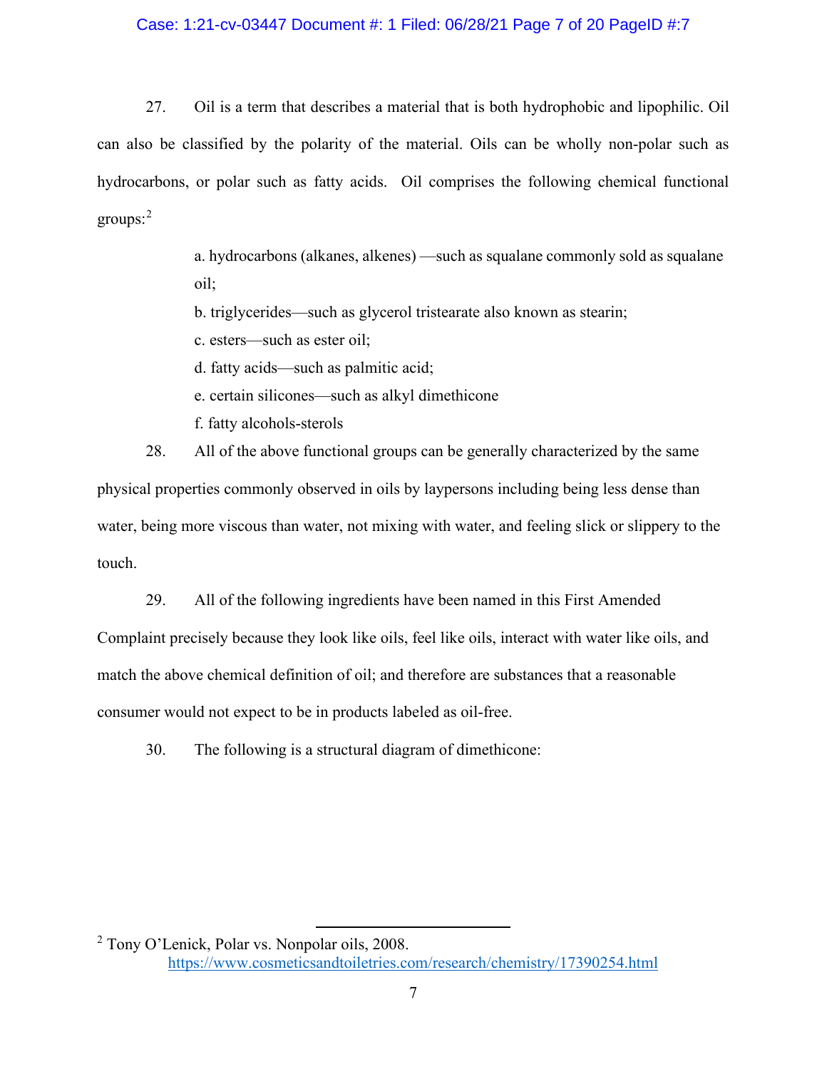27. Oil is a term that describes a material that is both hydrophobic and lipophilic. Oil can also be classified by the polarity of the material. Oils can be wholly non-polar such as hydrocarbons, or polar such as fatty acids. Oil comprises the following chemical functional groups:[2]

> a. hydrocarbons (alkanes, alkenes) —such as squalane commonly sold as squalane oil;
>
> b. triglycerides—such as glycerol tristearate also known as stearin;
>
> c. esters—such as ester oil;
>
> d. fatty acids—such as palmitic acid;
>
> e. certain silicones—such as alkyl dimethicone
>
> f. fatty alcohols-sterols

28. All of the above functional groups can be generally characterized by the same physical properties commonly observed in oils by laypersons including being less dense than water, being more viscous than water, not mixing with water, and feeling slick or slippery to the touch.

29. All of the following ingredients have been named in this First Amended Complaint precisely because they look like oils, feel like oils, interact with water like oils, and match the above chemical definition of oil; and therefore are substances that a reasonable consumer would not expect to be in products labeled as oil-free.

30. The following is a structural diagram of dimethicone:

---

[2] Tony O'Lenick, Polar vs. Nonpolar oils, 2008. https://www.cosmeticsandtoiletries.com/research/chemistry/17390254.html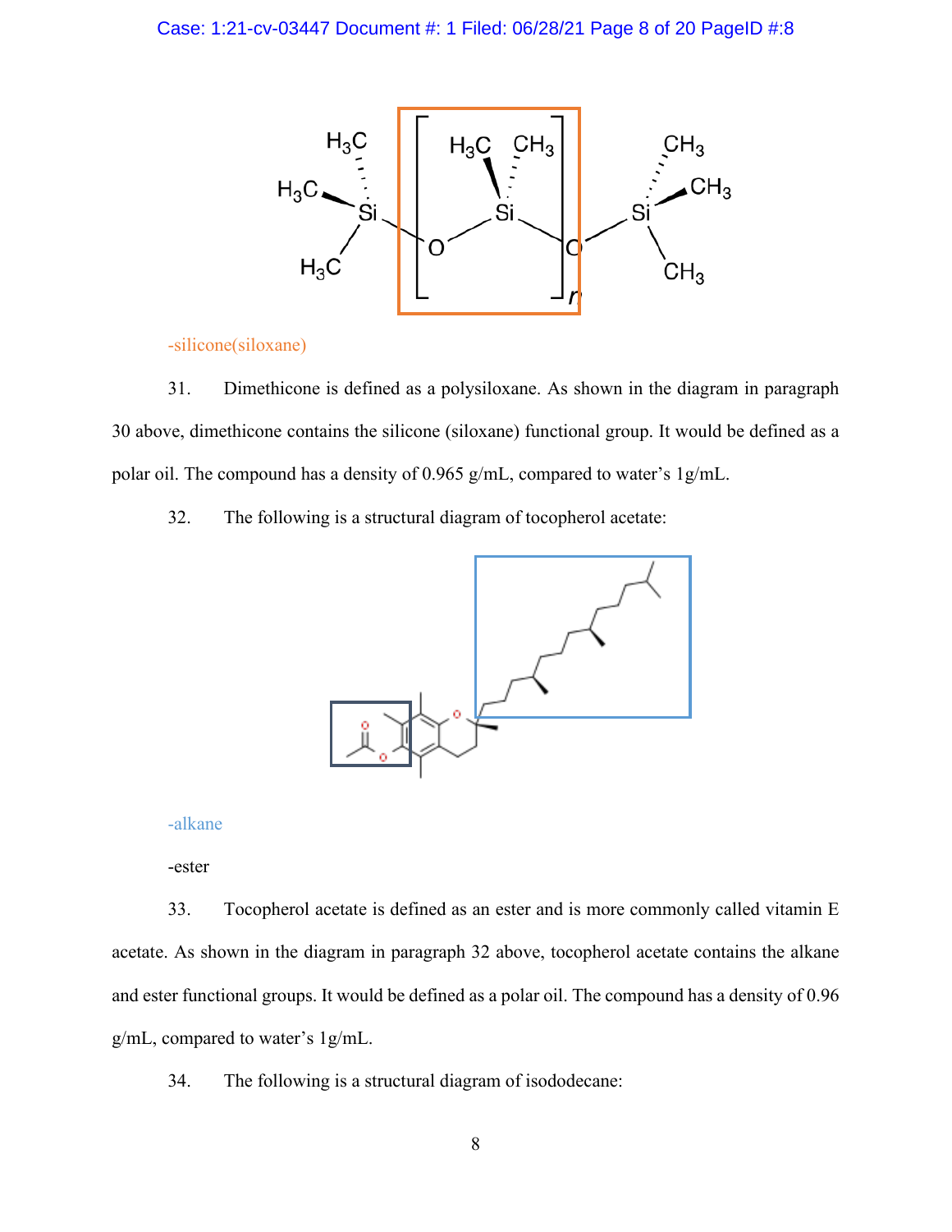-silicone(siloxane)

31. Dimethicone is defined as a polysiloxane. As shown in the diagram in paragraph 30 above, dimethicone contains the silicone (siloxane) functional group. It would be defined as a polar oil. The compound has a density of 0.965 g/mL, compared to water's 1g/mL.

32. The following is a structural diagram of tocopherol acetate:

-alkane

-ester

33. Tocopherol acetate is defined as an ester and is more commonly called vitamin E acetate. As shown in the diagram in paragraph 32 above, tocopherol acetate contains the alkane and ester functional groups. It would be defined as a polar oil. The compound has a density of 0.96 g/mL, compared to water's 1g/mL.

34. The following is a structural diagram of isododecane: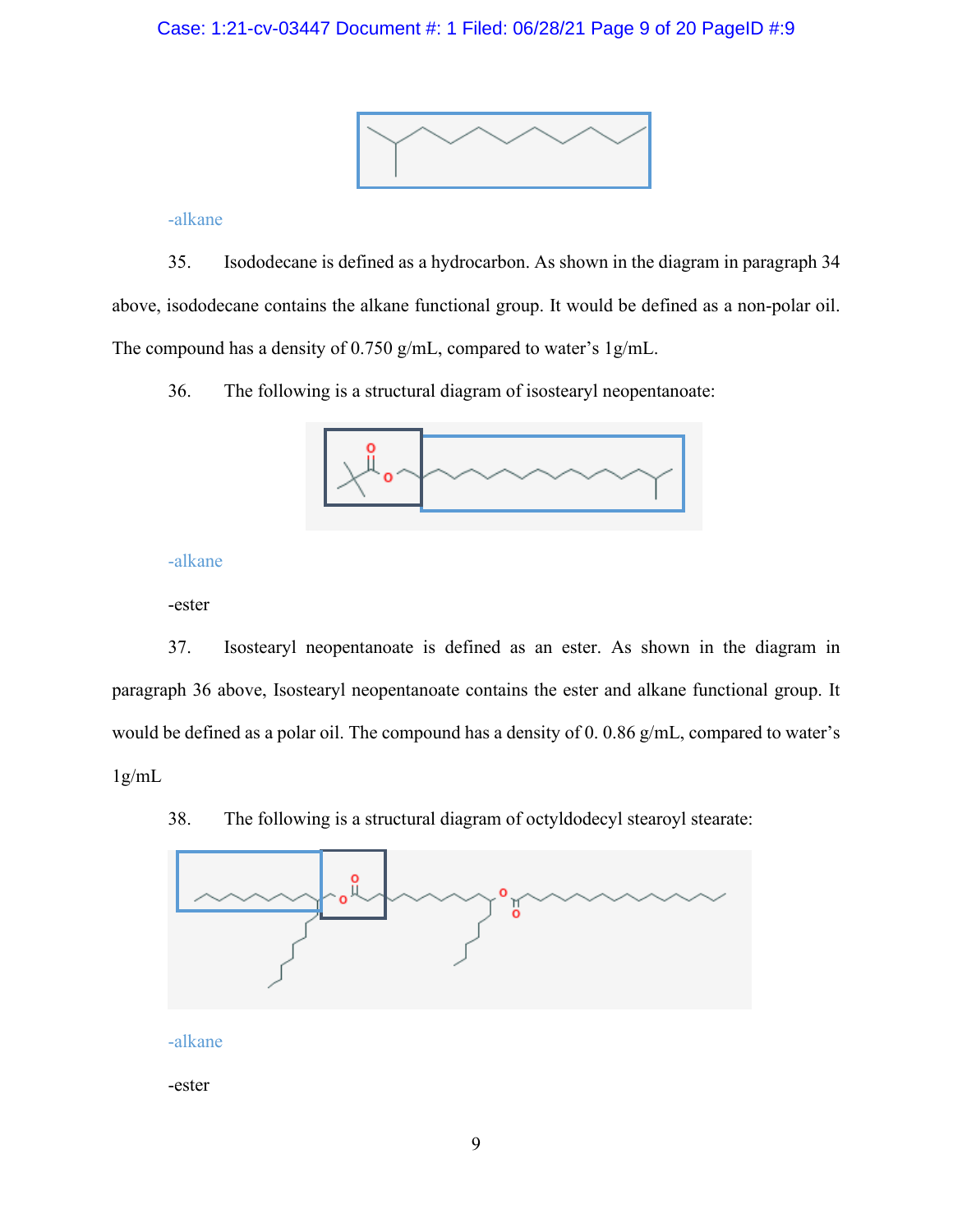-alkane

35. Isododecane is defined as a hydrocarbon. As shown in the diagram in paragraph 34 above, isododecane contains the alkane functional group. It would be defined as a non-polar oil. The compound has a density of 0.750 g/mL, compared to water's 1g/mL.

36. The following is a structural diagram of isostearyl neopentanoate:

-alkane

-ester

37. Isostearyl neopentanoate is defined as an ester. As shown in the diagram in paragraph 36 above, Isostearyl neopentanoate contains the ester and alkane functional group. It would be defined as a polar oil. The compound has a density of 0. 0.86 g/mL, compared to water's 1g/mL

38. The following is a structural diagram of octyldodecyl stearoyl stearate:

-alkane

-ester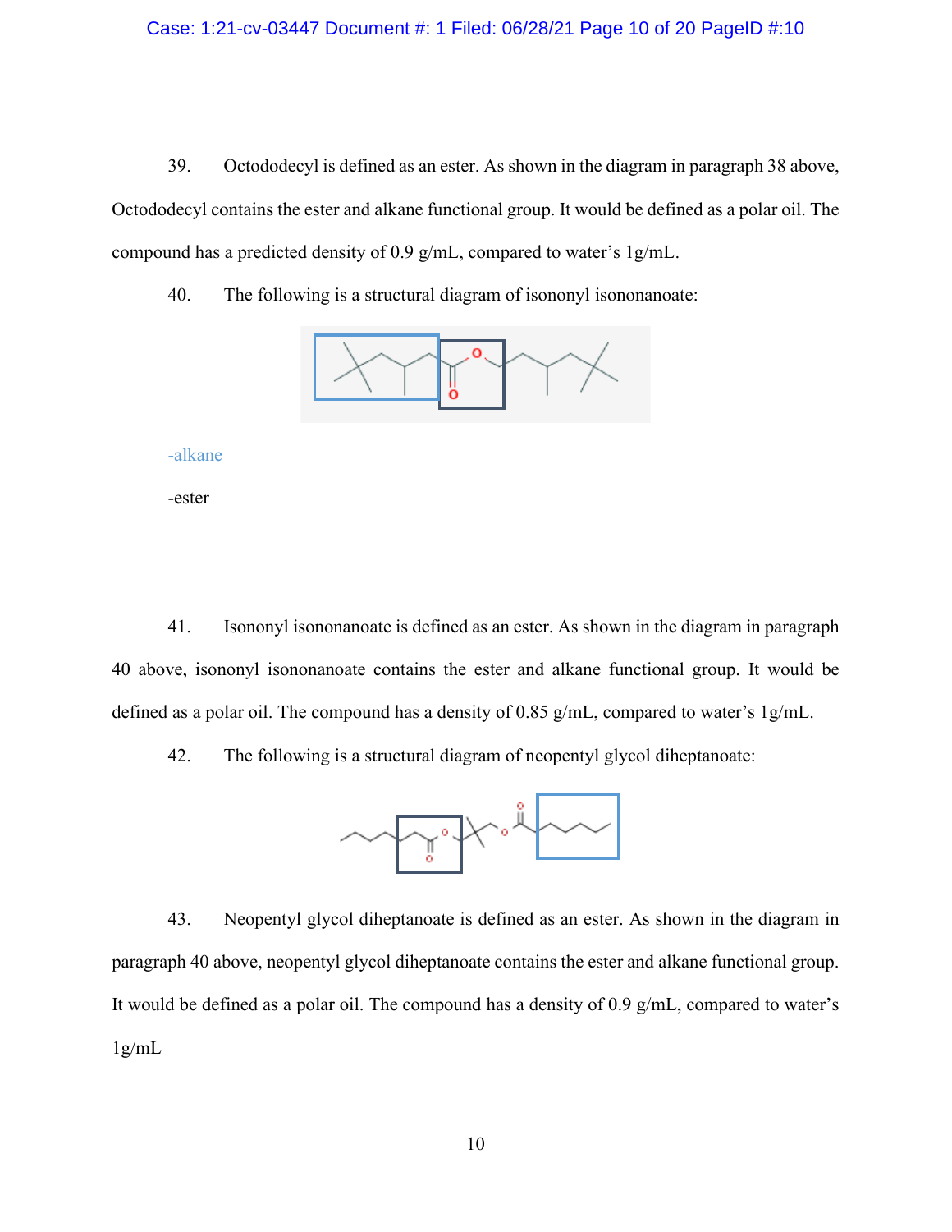39. Octododecyl is defined as an ester. As shown in the diagram in paragraph 38 above, Octododecyl contains the ester and alkane functional group. It would be defined as a polar oil. The compound has a predicted density of 0.9 g/mL, compared to water's 1g/mL.

40. The following is a structural diagram of isononyl isononanoate:

-alkane

-ester

41. Isononyl isononanoate is defined as an ester. As shown in the diagram in paragraph 40 above, isononyl isononanoate contains the ester and alkane functional group. It would be defined as a polar oil. The compound has a density of 0.85 g/mL, compared to water's 1g/mL.

42. The following is a structural diagram of neopentyl glycol diheptanoate:

43. Neopentyl glycol diheptanoate is defined as an ester. As shown in the diagram in paragraph 40 above, neopentyl glycol diheptanoate contains the ester and alkane functional group. It would be defined as a polar oil. The compound has a density of 0.9 g/mL, compared to water's 1g/mL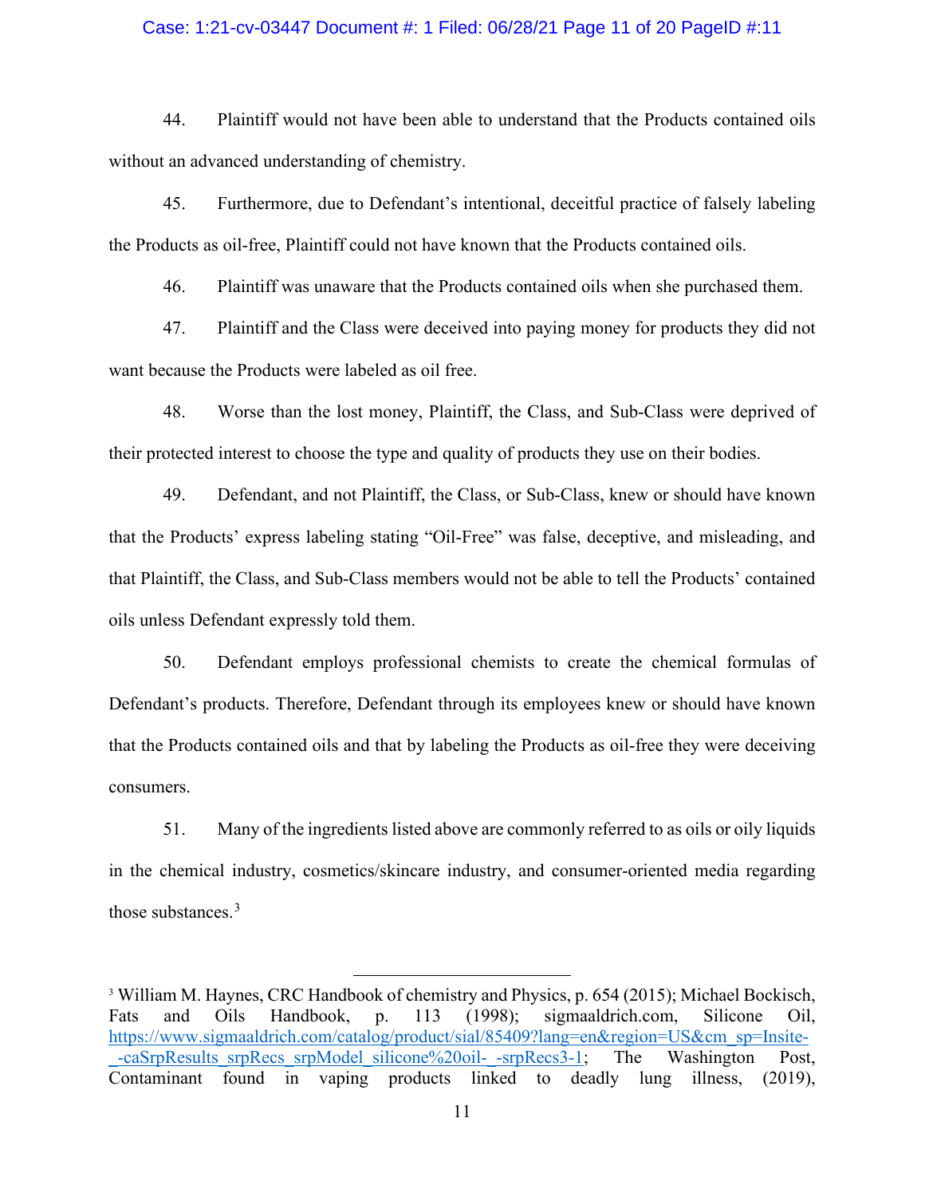44. Plaintiff would not have been able to understand that the Products contained oils without an advanced understanding of chemistry.

45. Furthermore, due to Defendant's intentional, deceitful practice of falsely labeling the Products as oil-free, Plaintiff could not have known that the Products contained oils.

46. Plaintiff was unaware that the Products contained oils when she purchased them.

47. Plaintiff and the Class were deceived into paying money for products they did not want because the Products were labeled as oil free.

48. Worse than the lost money, Plaintiff, the Class, and Sub-Class were deprived of their protected interest to choose the type and quality of products they use on their bodies.

49. Defendant, and not Plaintiff, the Class, or Sub-Class, knew or should have known that the Products' express labeling stating "Oil-Free" was false, deceptive, and misleading, and that Plaintiff, the Class, and Sub-Class members would not be able to tell the Products' contained oils unless Defendant expressly told them.

50. Defendant employs professional chemists to create the chemical formulas of Defendant's products. Therefore, Defendant through its employees knew or should have known that the Products contained oils and that by labeling the Products as oil-free they were deceiving consumers.

51. Many of the ingredients listed above are commonly referred to as oils or oily liquids in the chemical industry, cosmetics/skincare industry, and consumer-oriented media regarding those substances.[3]

---

[3] William M. Haynes, CRC Handbook of chemistry and Physics, p. 654 (2015); Michael Bockisch, Fats and Oils Handbook, p. 113 (1998); sigmaaldrich.com, Silicone Oil, https://www.sigmaaldrich.com/catalog/product/sial/85409?lang=en&region=US&cm_sp=Insite-_-caSrpResults_srpRecs_srpModel_silicone%20oil-_-srpRecs3-1; The Washington Post, Contaminant found in vaping products linked to deadly lung illness, (2019),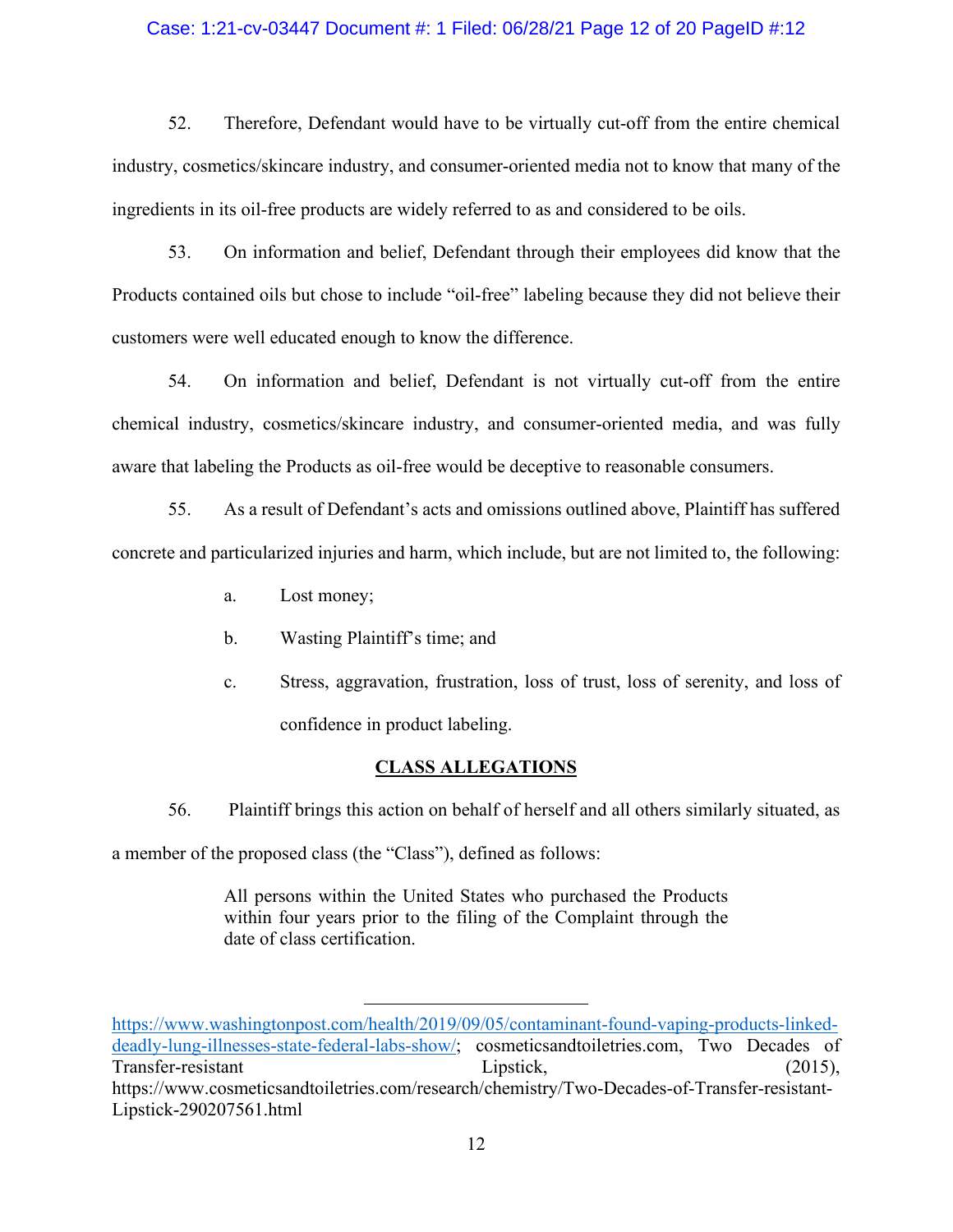52. Therefore, Defendant would have to be virtually cut-off from the entire chemical industry, cosmetics/skincare industry, and consumer-oriented media not to know that many of the ingredients in its oil-free products are widely referred to as and considered to be oils.

53. On information and belief, Defendant through their employees did know that the Products contained oils but chose to include "oil-free" labeling because they did not believe their customers were well educated enough to know the difference.

54. On information and belief, Defendant is not virtually cut-off from the entire chemical industry, cosmetics/skincare industry, and consumer-oriented media, and was fully aware that labeling the Products as oil-free would be deceptive to reasonable consumers.

55. As a result of Defendant's acts and omissions outlined above, Plaintiff has suffered concrete and particularized injuries and harm, which include, but are not limited to, the following:

a. Lost money;

b. Wasting Plaintiff's time; and

c. Stress, aggravation, frustration, loss of trust, loss of serenity, and loss of confidence in product labeling.

## CLASS ALLEGATIONS

56. Plaintiff brings this action on behalf of herself and all others similarly situated, as a member of the proposed class (the "Class"), defined as follows:

> All persons within the United States who purchased the Products within four years prior to the filing of the Complaint through the date of class certification.

---

https://www.washingtonpost.com/health/2019/09/05/contaminant-found-vaping-products-linked-deadly-lung-illnesses-state-federal-labs-show/; cosmeticsandtoiletries.com, Two Decades of Transfer-resistant Lipstick, (2015), https://www.cosmeticsandtoiletries.com/research/chemistry/Two-Decades-of-Transfer-resistant-Lipstick-290207561.html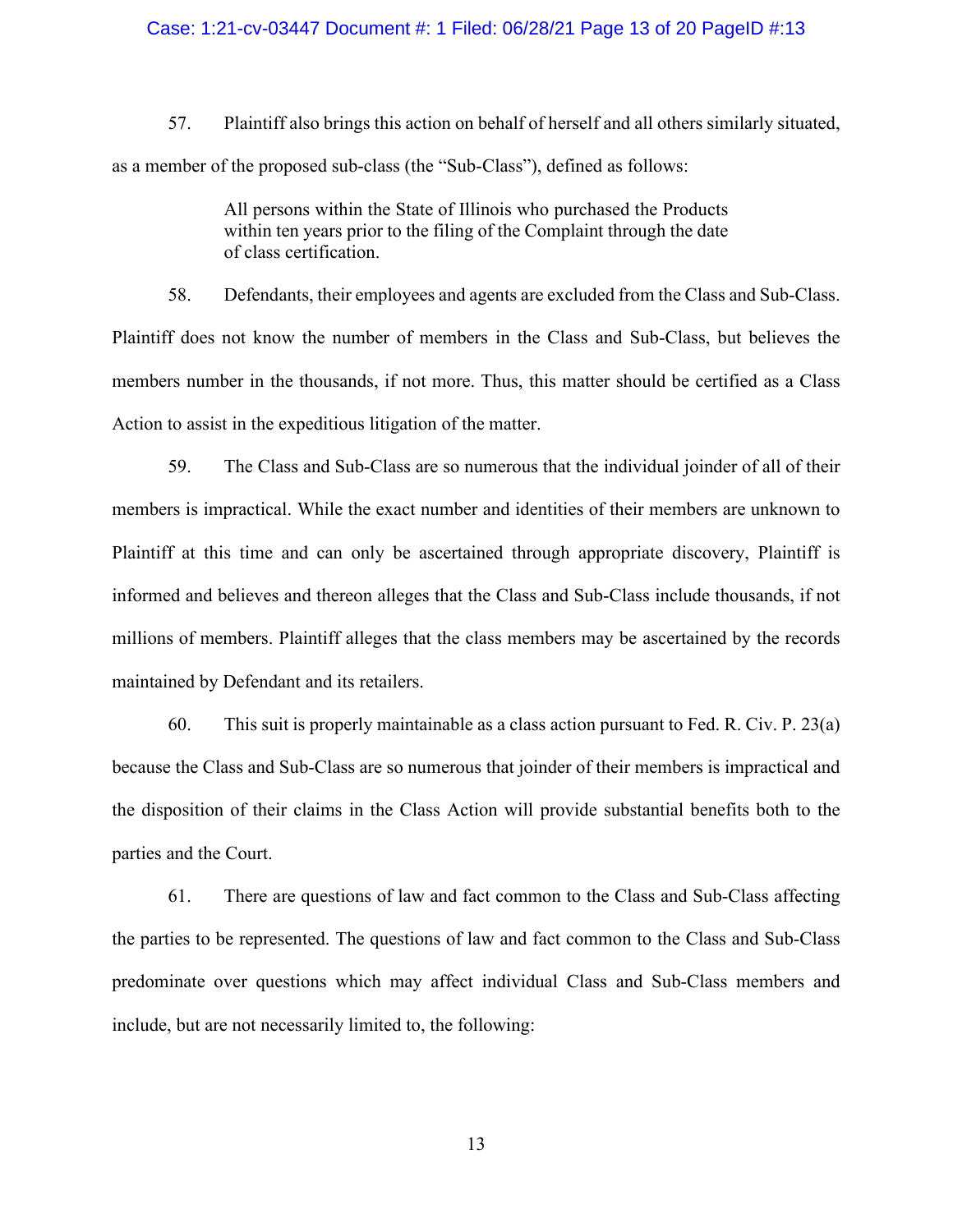57. Plaintiff also brings this action on behalf of herself and all others similarly situated, as a member of the proposed sub-class (the "Sub-Class"), defined as follows:

> All persons within the State of Illinois who purchased the Products within ten years prior to the filing of the Complaint through the date of class certification.

58. Defendants, their employees and agents are excluded from the Class and Sub-Class. Plaintiff does not know the number of members in the Class and Sub-Class, but believes the members number in the thousands, if not more. Thus, this matter should be certified as a Class Action to assist in the expeditious litigation of the matter.

59. The Class and Sub-Class are so numerous that the individual joinder of all of their members is impractical. While the exact number and identities of their members are unknown to Plaintiff at this time and can only be ascertained through appropriate discovery, Plaintiff is informed and believes and thereon alleges that the Class and Sub-Class include thousands, if not millions of members. Plaintiff alleges that the class members may be ascertained by the records maintained by Defendant and its retailers.

60. This suit is properly maintainable as a class action pursuant to Fed. R. Civ. P. 23(a) because the Class and Sub-Class are so numerous that joinder of their members is impractical and the disposition of their claims in the Class Action will provide substantial benefits both to the parties and the Court.

61. There are questions of law and fact common to the Class and Sub-Class affecting the parties to be represented. The questions of law and fact common to the Class and Sub-Class predominate over questions which may affect individual Class and Sub-Class members and include, but are not necessarily limited to, the following: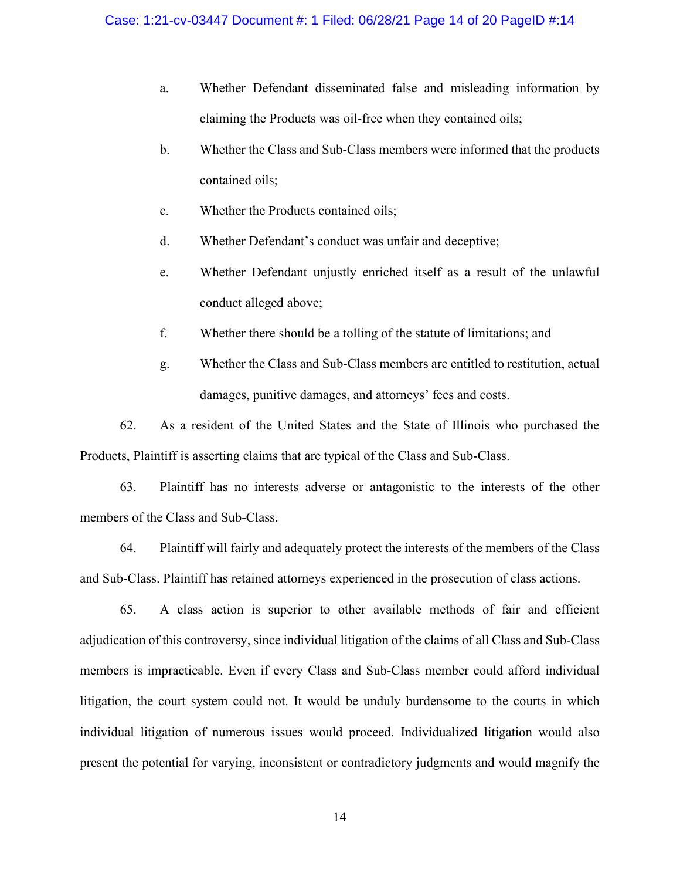a. Whether Defendant disseminated false and misleading information by claiming the Products was oil-free when they contained oils;

b. Whether the Class and Sub-Class members were informed that the products contained oils;

c. Whether the Products contained oils;

d. Whether Defendant's conduct was unfair and deceptive;

e. Whether Defendant unjustly enriched itself as a result of the unlawful conduct alleged above;

f. Whether there should be a tolling of the statute of limitations; and

g. Whether the Class and Sub-Class members are entitled to restitution, actual damages, punitive damages, and attorneys' fees and costs.

62. As a resident of the United States and the State of Illinois who purchased the Products, Plaintiff is asserting claims that are typical of the Class and Sub-Class.

63. Plaintiff has no interests adverse or antagonistic to the interests of the other members of the Class and Sub-Class.

64. Plaintiff will fairly and adequately protect the interests of the members of the Class and Sub-Class. Plaintiff has retained attorneys experienced in the prosecution of class actions.

65. A class action is superior to other available methods of fair and efficient adjudication of this controversy, since individual litigation of the claims of all Class and Sub-Class members is impracticable. Even if every Class and Sub-Class member could afford individual litigation, the court system could not. It would be unduly burdensome to the courts in which individual litigation of numerous issues would proceed. Individualized litigation would also present the potential for varying, inconsistent or contradictory judgments and would magnify the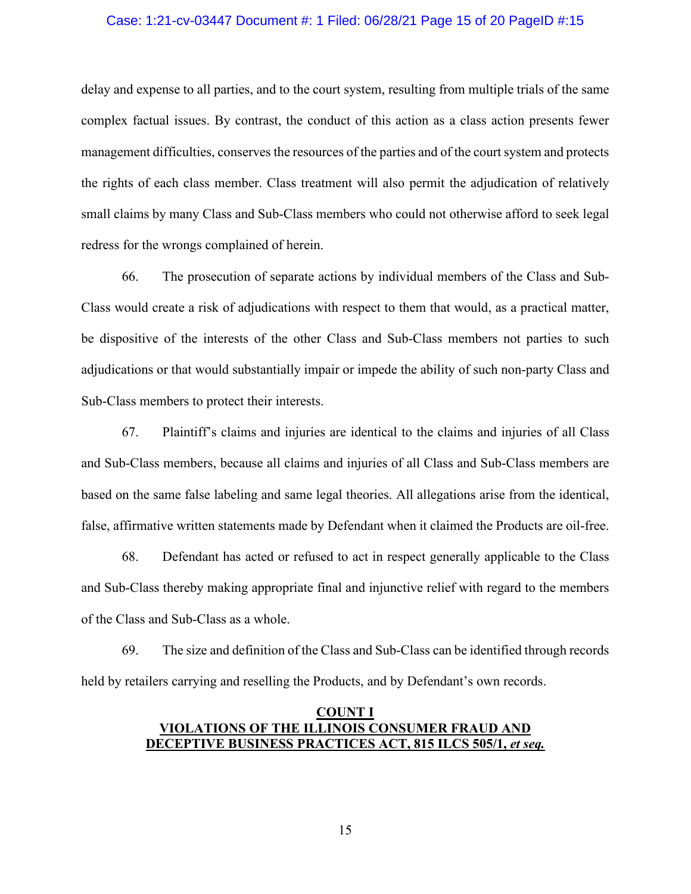delay and expense to all parties, and to the court system, resulting from multiple trials of the same complex factual issues. By contrast, the conduct of this action as a class action presents fewer management difficulties, conserves the resources of the parties and of the court system and protects the rights of each class member. Class treatment will also permit the adjudication of relatively small claims by many Class and Sub-Class members who could not otherwise afford to seek legal redress for the wrongs complained of herein.

66. The prosecution of separate actions by individual members of the Class and Sub-Class would create a risk of adjudications with respect to them that would, as a practical matter, be dispositive of the interests of the other Class and Sub-Class members not parties to such adjudications or that would substantially impair or impede the ability of such non-party Class and Sub-Class members to protect their interests.

67. Plaintiff's claims and injuries are identical to the claims and injuries of all Class and Sub-Class members, because all claims and injuries of all Class and Sub-Class members are based on the same false labeling and same legal theories. All allegations arise from the identical, false, affirmative written statements made by Defendant when it claimed the Products are oil-free.

68. Defendant has acted or refused to act in respect generally applicable to the Class and Sub-Class thereby making appropriate final and injunctive relief with regard to the members of the Class and Sub-Class as a whole.

69. The size and definition of the Class and Sub-Class can be identified through records held by retailers carrying and reselling the Products, and by Defendant's own records.

## COUNT I
## VIOLATIONS OF THE ILLINOIS CONSUMER FRAUD AND DECEPTIVE BUSINESS PRACTICES ACT, 815 ILCS 505/1, *et seq.*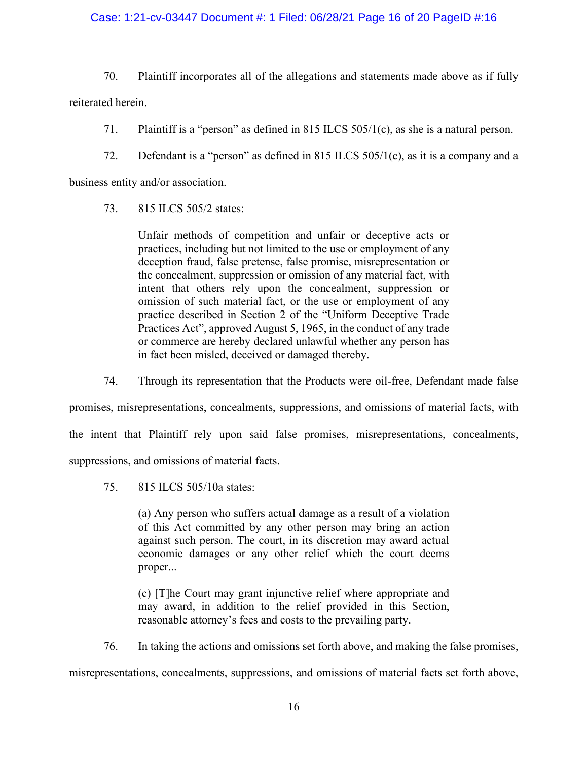70. Plaintiff incorporates all of the allegations and statements made above as if fully reiterated herein.

71. Plaintiff is a "person" as defined in 815 ILCS 505/1(c), as she is a natural person.

72. Defendant is a "person" as defined in 815 ILCS 505/1(c), as it is a company and a business entity and/or association.

73. 815 ILCS 505/2 states:

> Unfair methods of competition and unfair or deceptive acts or practices, including but not limited to the use or employment of any deception fraud, false pretense, false promise, misrepresentation or the concealment, suppression or omission of any material fact, with intent that others rely upon the concealment, suppression or omission of such material fact, or the use or employment of any practice described in Section 2 of the "Uniform Deceptive Trade Practices Act", approved August 5, 1965, in the conduct of any trade or commerce are hereby declared unlawful whether any person has in fact been misled, deceived or damaged thereby.

74. Through its representation that the Products were oil-free, Defendant made false promises, misrepresentations, concealments, suppressions, and omissions of material facts, with the intent that Plaintiff rely upon said false promises, misrepresentations, concealments, suppressions, and omissions of material facts.

75. 815 ILCS 505/10a states:

> (a) Any person who suffers actual damage as a result of a violation of this Act committed by any other person may bring an action against such person. The court, in its discretion may award actual economic damages or any other relief which the court deems proper...
>
> (c) [T]he Court may grant injunctive relief where appropriate and may award, in addition to the relief provided in this Section, reasonable attorney's fees and costs to the prevailing party.

76. In taking the actions and omissions set forth above, and making the false promises, misrepresentations, concealments, suppressions, and omissions of material facts set forth above,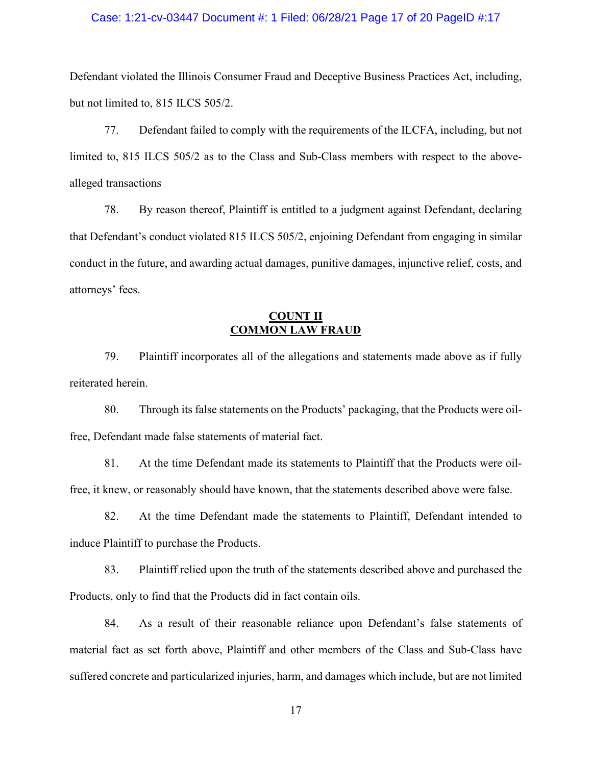Defendant violated the Illinois Consumer Fraud and Deceptive Business Practices Act, including, but not limited to, 815 ILCS 505/2.

77. Defendant failed to comply with the requirements of the ILCFA, including, but not limited to, 815 ILCS 505/2 as to the Class and Sub-Class members with respect to the above-alleged transactions

78. By reason thereof, Plaintiff is entitled to a judgment against Defendant, declaring that Defendant's conduct violated 815 ILCS 505/2, enjoining Defendant from engaging in similar conduct in the future, and awarding actual damages, punitive damages, injunctive relief, costs, and attorneys' fees.

## COUNT II
## COMMON LAW FRAUD

79. Plaintiff incorporates all of the allegations and statements made above as if fully reiterated herein.

80. Through its false statements on the Products' packaging, that the Products were oil-free, Defendant made false statements of material fact.

81. At the time Defendant made its statements to Plaintiff that the Products were oil-free, it knew, or reasonably should have known, that the statements described above were false.

82. At the time Defendant made the statements to Plaintiff, Defendant intended to induce Plaintiff to purchase the Products.

83. Plaintiff relied upon the truth of the statements described above and purchased the Products, only to find that the Products did in fact contain oils.

84. As a result of their reasonable reliance upon Defendant's false statements of material fact as set forth above, Plaintiff and other members of the Class and Sub-Class have suffered concrete and particularized injuries, harm, and damages which include, but are not limited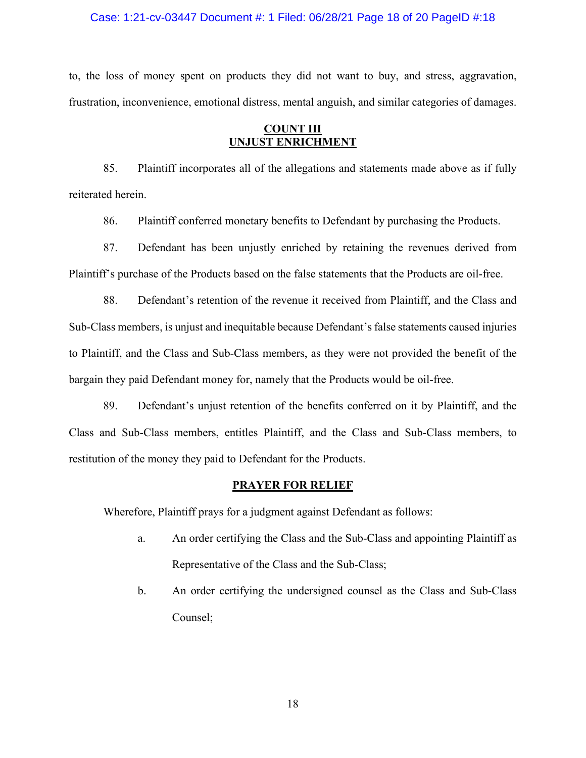to, the loss of money spent on products they did not want to buy, and stress, aggravation, frustration, inconvenience, emotional distress, mental anguish, and similar categories of damages.

## COUNT III
## UNJUST ENRICHMENT

85. Plaintiff incorporates all of the allegations and statements made above as if fully reiterated herein.

86. Plaintiff conferred monetary benefits to Defendant by purchasing the Products.

87. Defendant has been unjustly enriched by retaining the revenues derived from Plaintiff's purchase of the Products based on the false statements that the Products are oil-free.

88. Defendant's retention of the revenue it received from Plaintiff, and the Class and Sub-Class members, is unjust and inequitable because Defendant's false statements caused injuries to Plaintiff, and the Class and Sub-Class members, as they were not provided the benefit of the bargain they paid Defendant money for, namely that the Products would be oil-free.

89. Defendant's unjust retention of the benefits conferred on it by Plaintiff, and the Class and Sub-Class members, entitles Plaintiff, and the Class and Sub-Class members, to restitution of the money they paid to Defendant for the Products.

## PRAYER FOR RELIEF

Wherefore, Plaintiff prays for a judgment against Defendant as follows:

a. An order certifying the Class and the Sub-Class and appointing Plaintiff as Representative of the Class and the Sub-Class;

b. An order certifying the undersigned counsel as the Class and Sub-Class Counsel;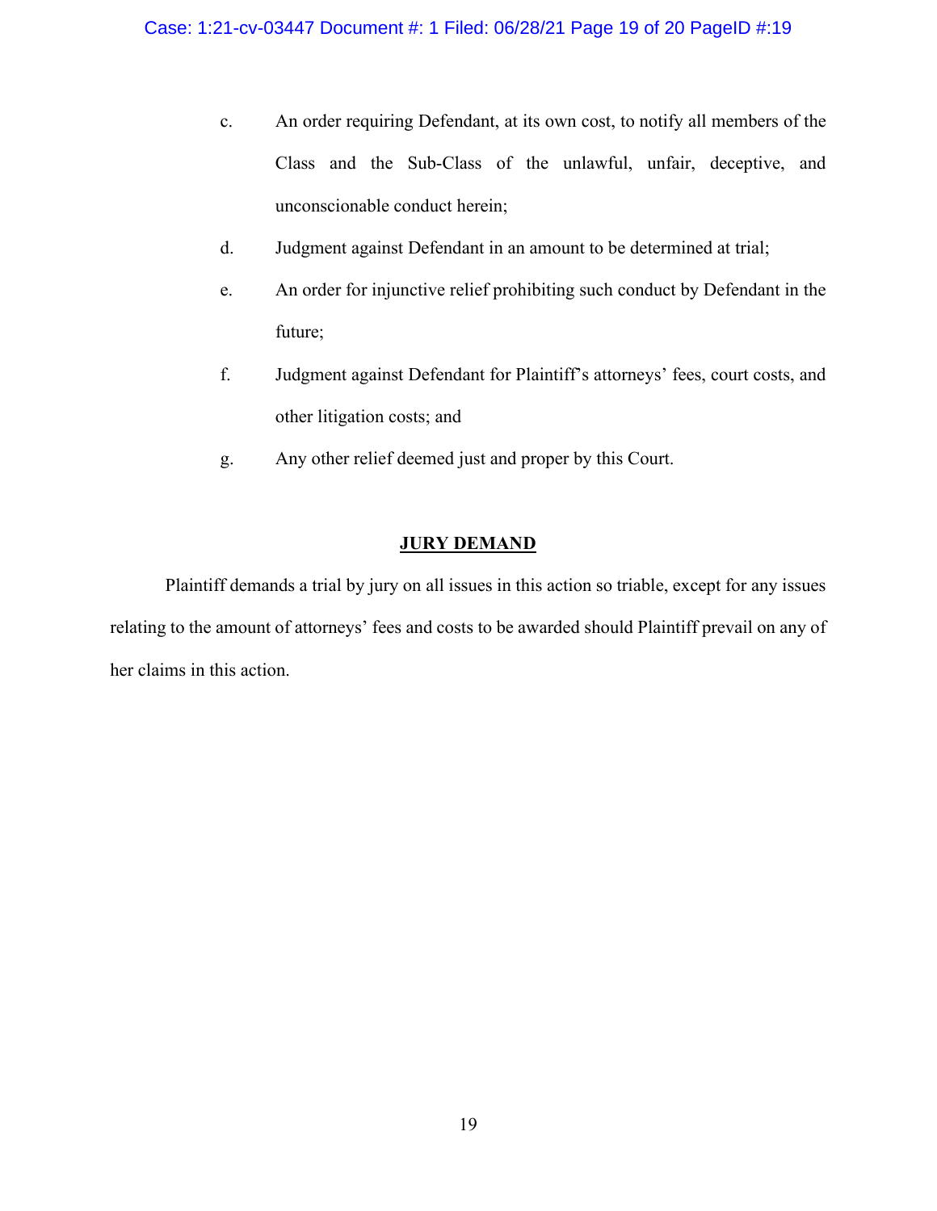c. An order requiring Defendant, at its own cost, to notify all members of the Class and the Sub-Class of the unlawful, unfair, deceptive, and unconscionable conduct herein;

d. Judgment against Defendant in an amount to be determined at trial;

e. An order for injunctive relief prohibiting such conduct by Defendant in the future;

f. Judgment against Defendant for Plaintiff's attorneys' fees, court costs, and other litigation costs; and

g. Any other relief deemed just and proper by this Court.

## JURY DEMAND

Plaintiff demands a trial by jury on all issues in this action so triable, except for any issues relating to the amount of attorneys' fees and costs to be awarded should Plaintiff prevail on any of her claims in this action.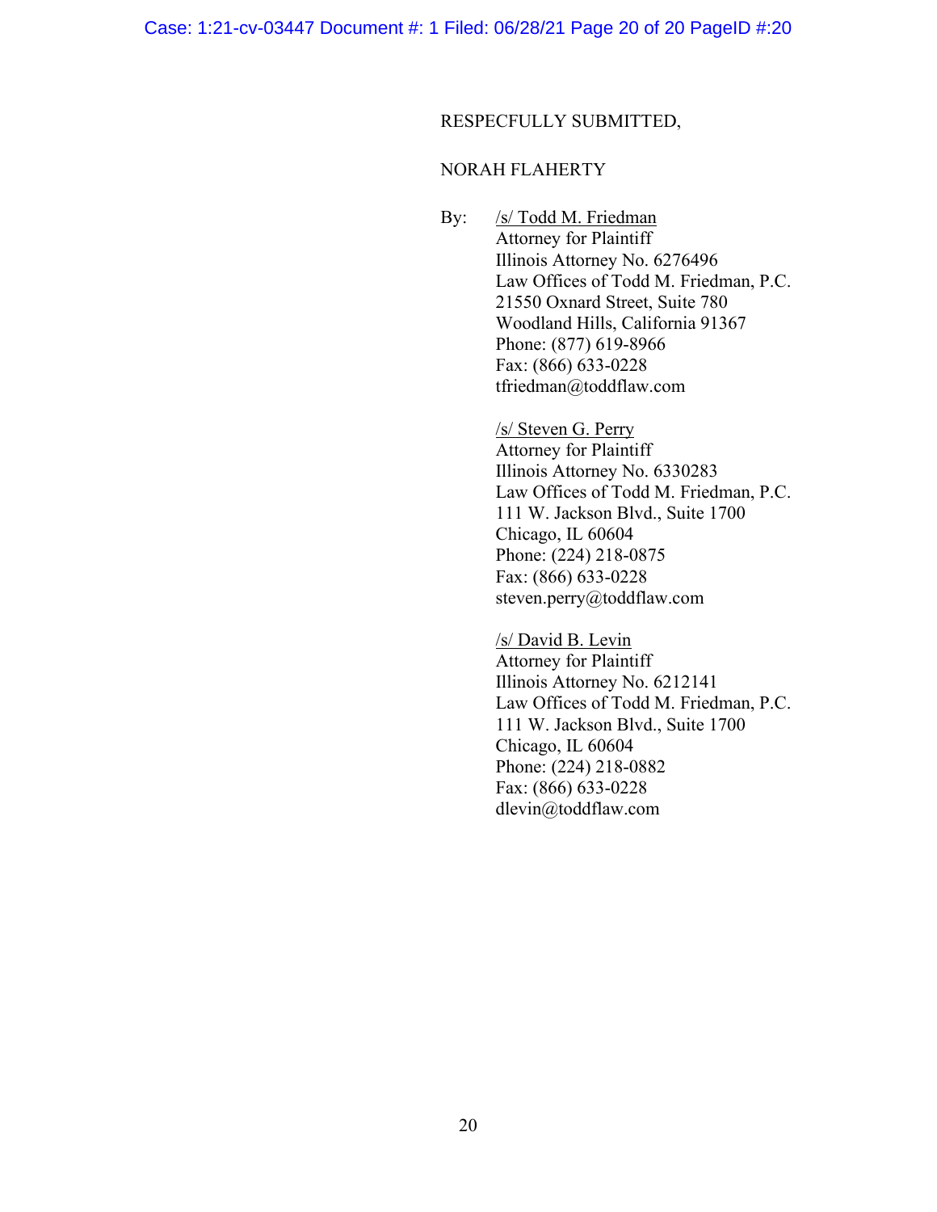RESPECFULLY SUBMITTED,

NORAH FLAHERTY

By: /s/ Todd M. Friedman
Attorney for Plaintiff
Illinois Attorney No. 6276496
Law Offices of Todd M. Friedman, P.C.
21550 Oxnard Street, Suite 780
Woodland Hills, California 91367
Phone: (877) 619-8966
Fax: (866) 633-0228
tfriedman@toddflaw.com

/s/ Steven G. Perry
Attorney for Plaintiff
Illinois Attorney No. 6330283
Law Offices of Todd M. Friedman, P.C.
111 W. Jackson Blvd., Suite 1700
Chicago, IL 60604
Phone: (224) 218-0875
Fax: (866) 633-0228
steven.perry@toddflaw.com

/s/ David B. Levin
Attorney for Plaintiff
Illinois Attorney No. 6212141
Law Offices of Todd M. Friedman, P.C.
111 W. Jackson Blvd., Suite 1700
Chicago, IL 60604
Phone: (224) 218-0882
Fax: (866) 633-0228
dlevin@toddflaw.com